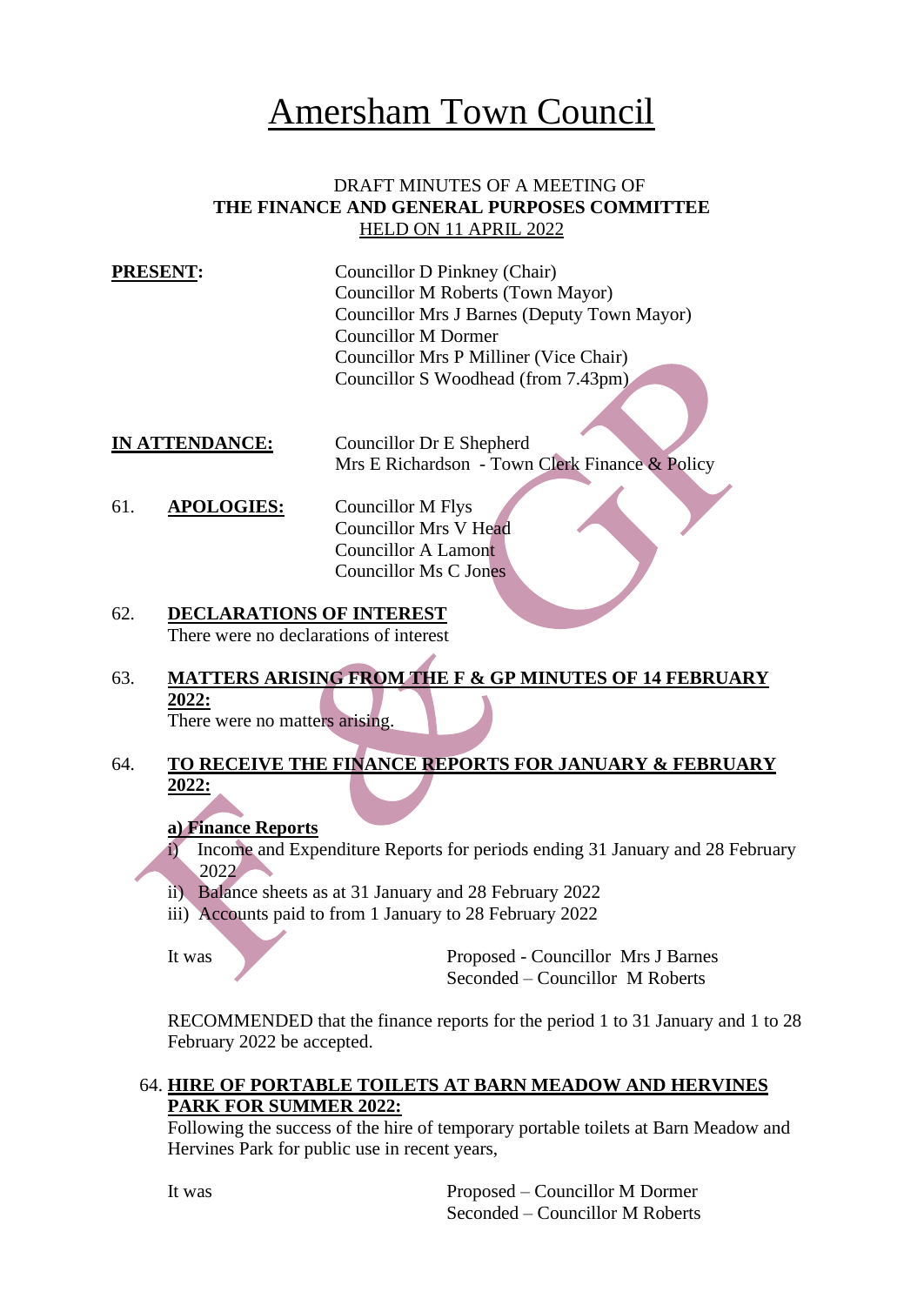# Amersham Town Council

DRAFT MINUTES OF A MEETING OF
**THE FINANCE AND GENERAL PURPOSES COMMITTEE**
HELD ON 11 APRIL 2022

**PRESENT:**
Councillor D Pinkney (Chair)
Councillor M Roberts (Town Mayor)
Councillor Mrs J Barnes (Deputy Town Mayor)
Councillor M Dormer
Councillor Mrs P Milliner (Vice Chair)
Councillor S Woodhead (from 7.43pm)

**IN ATTENDANCE:**
Councillor Dr E Shepherd
Mrs E Richardson - Town Clerk Finance & Policy

61. **APOLOGIES:**
Councillor M Flys
Councillor Mrs V Head
Councillor A Lamont
Councillor Ms C Jones

62. **DECLARATIONS OF INTEREST**
There were no declarations of interest

63. **MATTERS ARISING FROM THE F & GP MINUTES OF 14 FEBRUARY 2022:**
There were no matters arising.

64. **TO RECEIVE THE FINANCE REPORTS FOR JANUARY & FEBRUARY 2022:**

**a) Finance Reports**

i) Income and Expenditure Reports for periods ending 31 January and 28 February 2022
ii) Balance sheets as at 31 January and 28 February 2022
iii) Accounts paid to from 1 January to 28 February 2022

It was
Proposed - Councillor Mrs J Barnes
Seconded – Councillor M Roberts

RECOMMENDED that the finance reports for the period 1 to 31 January and 1 to 28 February 2022 be accepted.

64. **HIRE OF PORTABLE TOILETS AT BARN MEADOW AND HERVINES PARK FOR SUMMER 2022:**
Following the success of the hire of temporary portable toilets at Barn Meadow and Hervines Park for public use in recent years,

It was
Proposed – Councillor M Dormer
Seconded – Councillor M Roberts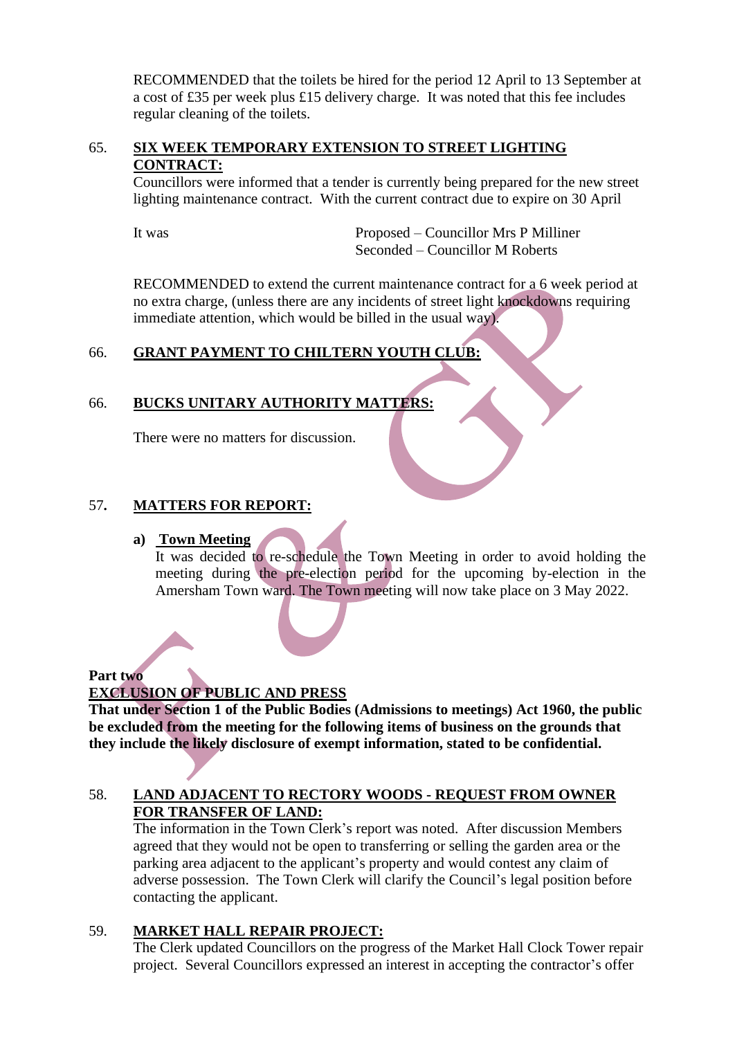RECOMMENDED that the toilets be hired for the period 12 April to 13 September at a cost of £35 per week plus £15 delivery charge. It was noted that this fee includes regular cleaning of the toilets.

65. **SIX WEEK TEMPORARY EXTENSION TO STREET LIGHTING CONTRACT:**

Councillors were informed that a tender is currently being prepared for the new street lighting maintenance contract. With the current contract due to expire on 30 April

It was Proposed – Councillor Mrs P Milliner
Seconded – Councillor M Roberts

RECOMMENDED to extend the current maintenance contract for a 6 week period at no extra charge, (unless there are any incidents of street light knockdowns requiring immediate attention, which would be billed in the usual way).

66. **GRANT PAYMENT TO CHILTERN YOUTH CLUB:**

66. **BUCKS UNITARY AUTHORITY MATTERS:**

There were no matters for discussion.

57. **MATTERS FOR REPORT:**

a) **Town Meeting**
It was decided to re-schedule the Town Meeting in order to avoid holding the meeting during the pre-election period for the upcoming by-election in the Amersham Town ward. The Town meeting will now take place on 3 May 2022.

**Part two**
**EXCLUSION OF PUBLIC AND PRESS**
**That under Section 1 of the Public Bodies (Admissions to meetings) Act 1960, the public be excluded from the meeting for the following items of business on the grounds that they include the likely disclosure of exempt information, stated to be confidential.**

58. **LAND ADJACENT TO RECTORY WOODS - REQUEST FROM OWNER FOR TRANSFER OF LAND:**

The information in the Town Clerk's report was noted. After discussion Members agreed that they would not be open to transferring or selling the garden area or the parking area adjacent to the applicant's property and would contest any claim of adverse possession. The Town Clerk will clarify the Council's legal position before contacting the applicant.

59. **MARKET HALL REPAIR PROJECT:**

The Clerk updated Councillors on the progress of the Market Hall Clock Tower repair project. Several Councillors expressed an interest in accepting the contractor's offer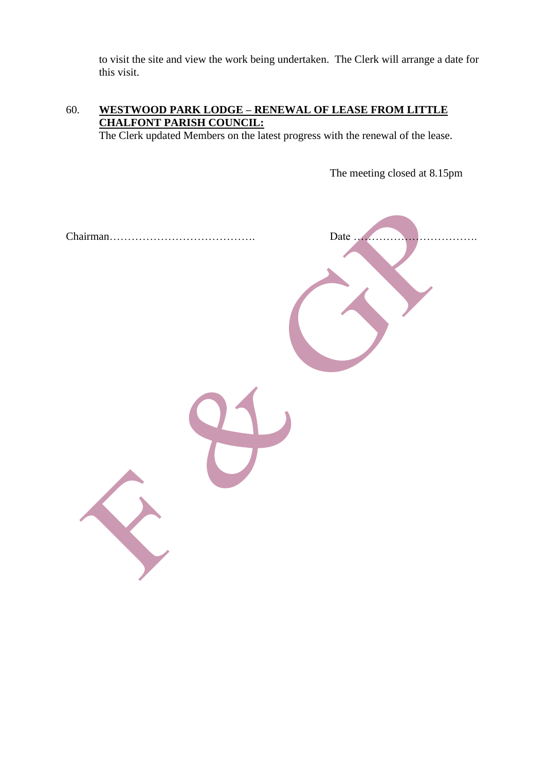to visit the site and view the work being undertaken. The Clerk will arrange a date for this visit.

60. **WESTWOOD PARK LODGE – RENEWAL OF LEASE FROM LITTLE CHALFONT PARISH COUNCIL:**
The Clerk updated Members on the latest progress with the renewal of the lease.

The meeting closed at 8.15pm

Chairman…………………………………. Date …………………………….